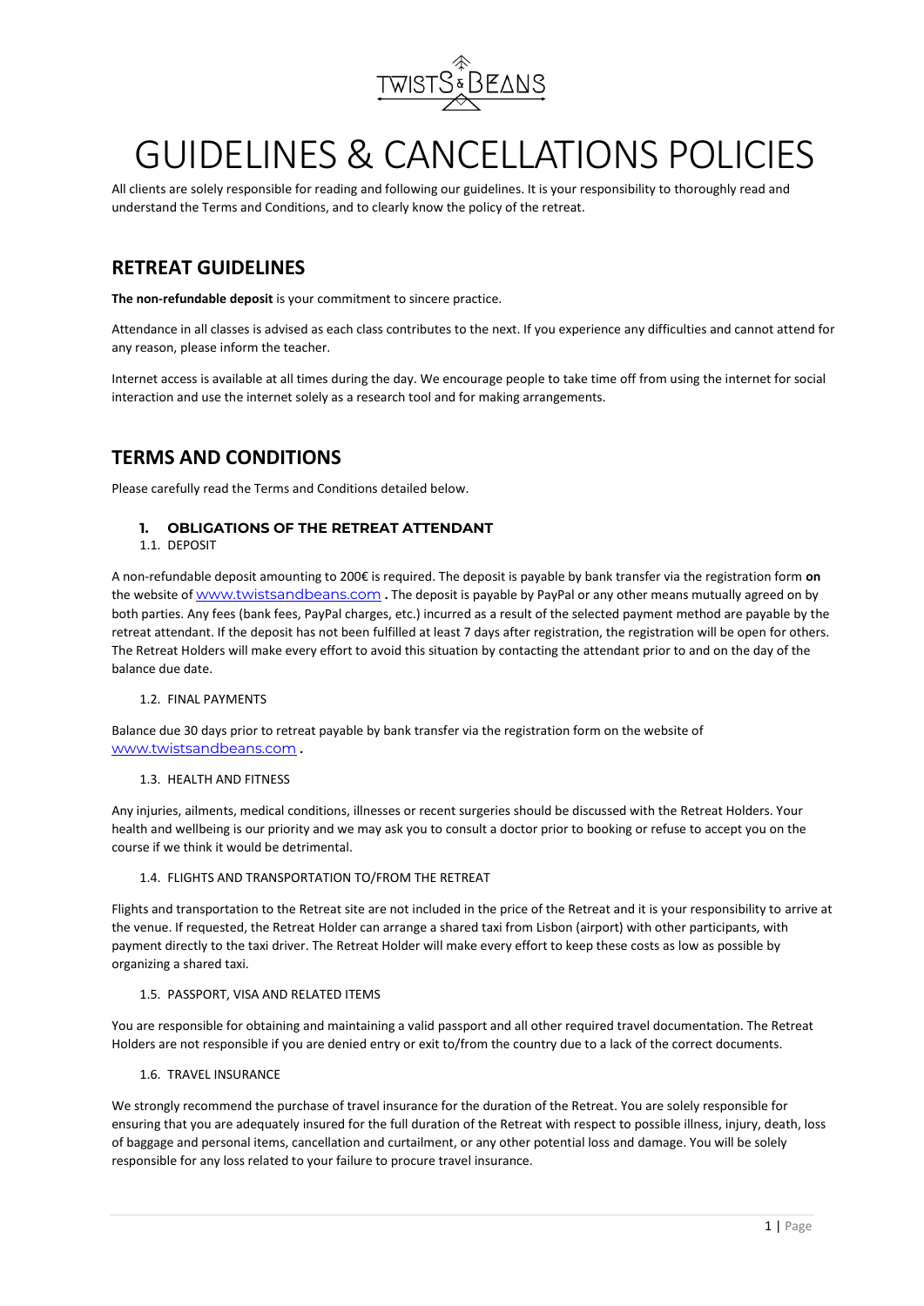# GUIDELINES & CANCELLATIONS POLICIES

All clients are solely responsible for reading and following our guidelines. It is your responsibility to thoroughly read and understand the Terms and Conditions, and to clearly know the policy of the retreat.

## RETREAT GUIDELINES

**The non-refundable deposit** is your commitment to sincere practice.

Attendance in all classes is advised as each class contributes to the next. If you experience any difficulties and cannot attend for any reason, please inform the teacher.

Internet access is available at all times during the day. We encourage people to take time off from using the internet for social interaction and use the internet solely as a research tool and for making arrangements.

## TERMS AND CONDITIONS

Please carefully read the Terms and Conditions detailed below.

### 1. OBLIGATIONS OF THE RETREAT ATTENDANT

1.1. DEPOSIT

A non-refundable deposit amounting to 200€ is required. The deposit is payable by bank transfer via the registration form **on** the website of www.twistsandbeans.com **.** The deposit is payable by PayPal or any other means mutually agreed on by both parties. Any fees (bank fees, PayPal charges, etc.) incurred as a result of the selected payment method are payable by the retreat attendant. If the deposit has not been fulfilled at least 7 days after registration, the registration will be open for others. The Retreat Holders will make every effort to avoid this situation by contacting the attendant prior to and on the day of the balance due date.

1.2. FINAL PAYMENTS

Balance due 30 days prior to retreat payable by bank transfer via the registration form on the website of www.twistsandbeans.com **.**

1.3. HEALTH AND FITNESS

Any injuries, ailments, medical conditions, illnesses or recent surgeries should be discussed with the Retreat Holders. Your health and wellbeing is our priority and we may ask you to consult a doctor prior to booking or refuse to accept you on the course if we think it would be detrimental.

1.4. FLIGHTS AND TRANSPORTATION TO/FROM THE RETREAT

Flights and transportation to the Retreat site are not included in the price of the Retreat and it is your responsibility to arrive at the venue. If requested, the Retreat Holder can arrange a shared taxi from Lisbon (airport) with other participants, with payment directly to the taxi driver. The Retreat Holder will make every effort to keep these costs as low as possible by organizing a shared taxi.

1.5. PASSPORT, VISA AND RELATED ITEMS

You are responsible for obtaining and maintaining a valid passport and all other required travel documentation. The Retreat Holders are not responsible if you are denied entry or exit to/from the country due to a lack of the correct documents.

1.6. TRAVEL INSURANCE

We strongly recommend the purchase of travel insurance for the duration of the Retreat. You are solely responsible for ensuring that you are adequately insured for the full duration of the Retreat with respect to possible illness, injury, death, loss of baggage and personal items, cancellation and curtailment, or any other potential loss and damage. You will be solely responsible for any loss related to your failure to procure travel insurance.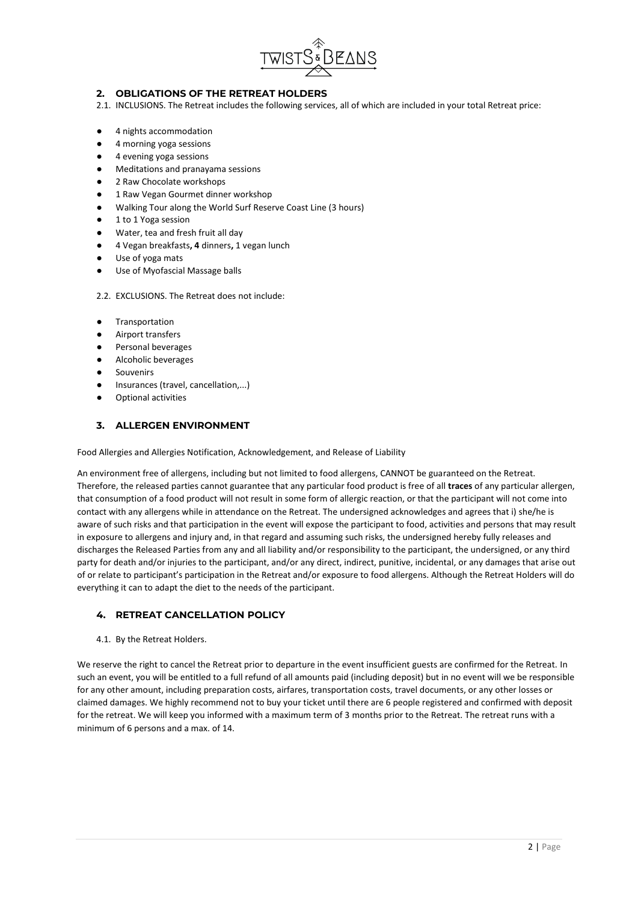## 2. OBLIGATIONS OF THE RETREAT HOLDERS

2.1. INCLUSIONS. The Retreat includes the following services, all of which are included in your total Retreat price:

- 4 nights accommodation
- 4 morning yoga sessions
- 4 evening yoga sessions
- Meditations and pranayama sessions
- 2 Raw Chocolate workshops
- 1 Raw Vegan Gourmet dinner workshop
- Walking Tour along the World Surf Reserve Coast Line (3 hours)
- 1 to 1 Yoga session
- Water, tea and fresh fruit all day
- 4 Vegan breakfasts**,** **4** dinners**,** 1 vegan lunch
- Use of yoga mats
- Use of Myofascial Massage balls

2.2. EXCLUSIONS. The Retreat does not include:

- Transportation
- Airport transfers
- Personal beverages
- Alcoholic beverages
- Souvenirs
- Insurances (travel, cancellation,...)
- Optional activities

## 3. ALLERGEN ENVIRONMENT

Food Allergies and Allergies Notification, Acknowledgement, and Release of Liability

An environment free of allergens, including but not limited to food allergens, CANNOT be guaranteed on the Retreat. Therefore, the released parties cannot guarantee that any particular food product is free of all **traces** of any particular allergen, that consumption of a food product will not result in some form of allergic reaction, or that the participant will not come into contact with any allergens while in attendance on the Retreat. The undersigned acknowledges and agrees that i) she/he is aware of such risks and that participation in the event will expose the participant to food, activities and persons that may result in exposure to allergens and injury and, in that regard and assuming such risks, the undersigned hereby fully releases and discharges the Released Parties from any and all liability and/or responsibility to the participant, the undersigned, or any third party for death and/or injuries to the participant, and/or any direct, indirect, punitive, incidental, or any damages that arise out of or relate to participant's participation in the Retreat and/or exposure to food allergens. Although the Retreat Holders will do everything it can to adapt the diet to the needs of the participant.

## 4. RETREAT CANCELLATION POLICY

4.1. By the Retreat Holders.

We reserve the right to cancel the Retreat prior to departure in the event insufficient guests are confirmed for the Retreat. In such an event, you will be entitled to a full refund of all amounts paid (including deposit) but in no event will we be responsible for any other amount, including preparation costs, airfares, transportation costs, travel documents, or any other losses or claimed damages. We highly recommend not to buy your ticket until there are 6 people registered and confirmed with deposit for the retreat. We will keep you informed with a maximum term of 3 months prior to the Retreat. The retreat runs with a minimum of 6 persons and a max. of 14.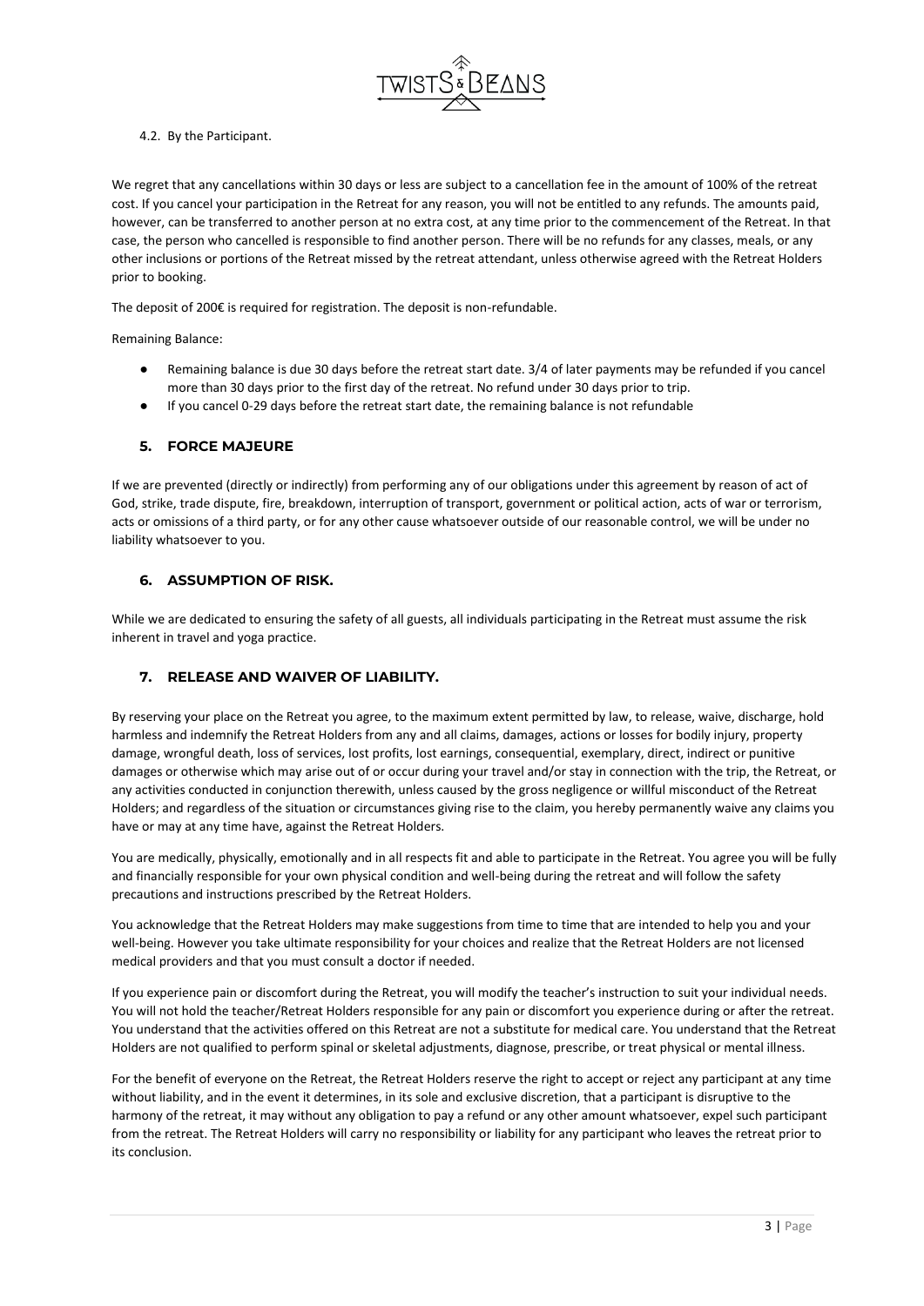4.2. By the Participant.

We regret that any cancellations within 30 days or less are subject to a cancellation fee in the amount of 100% of the retreat cost. If you cancel your participation in the Retreat for any reason, you will not be entitled to any refunds. The amounts paid, however, can be transferred to another person at no extra cost, at any time prior to the commencement of the Retreat. In that case, the person who cancelled is responsible to find another person. There will be no refunds for any classes, meals, or any other inclusions or portions of the Retreat missed by the retreat attendant, unless otherwise agreed with the Retreat Holders prior to booking.

The deposit of 200€ is required for registration. The deposit is non-refundable.

Remaining Balance:

- Remaining balance is due 30 days before the retreat start date. 3/4 of later payments may be refunded if you cancel more than 30 days prior to the first day of the retreat. No refund under 30 days prior to trip.
- If you cancel 0-29 days before the retreat start date, the remaining balance is not refundable

## 5. FORCE MAJEURE

If we are prevented (directly or indirectly) from performing any of our obligations under this agreement by reason of act of God, strike, trade dispute, fire, breakdown, interruption of transport, government or political action, acts of war or terrorism, acts or omissions of a third party, or for any other cause whatsoever outside of our reasonable control, we will be under no liability whatsoever to you.

## 6. ASSUMPTION OF RISK.

While we are dedicated to ensuring the safety of all guests, all individuals participating in the Retreat must assume the risk inherent in travel and yoga practice.

## 7. RELEASE AND WAIVER OF LIABILITY.

By reserving your place on the Retreat you agree, to the maximum extent permitted by law, to release, waive, discharge, hold harmless and indemnify the Retreat Holders from any and all claims, damages, actions or losses for bodily injury, property damage, wrongful death, loss of services, lost profits, lost earnings, consequential, exemplary, direct, indirect or punitive damages or otherwise which may arise out of or occur during your travel and/or stay in connection with the trip, the Retreat, or any activities conducted in conjunction therewith, unless caused by the gross negligence or willful misconduct of the Retreat Holders; and regardless of the situation or circumstances giving rise to the claim, you hereby permanently waive any claims you have or may at any time have, against the Retreat Holders.

You are medically, physically, emotionally and in all respects fit and able to participate in the Retreat. You agree you will be fully and financially responsible for your own physical condition and well-being during the retreat and will follow the safety precautions and instructions prescribed by the Retreat Holders.

You acknowledge that the Retreat Holders may make suggestions from time to time that are intended to help you and your well-being. However you take ultimate responsibility for your choices and realize that the Retreat Holders are not licensed medical providers and that you must consult a doctor if needed.

If you experience pain or discomfort during the Retreat, you will modify the teacher's instruction to suit your individual needs. You will not hold the teacher/Retreat Holders responsible for any pain or discomfort you experience during or after the retreat. You understand that the activities offered on this Retreat are not a substitute for medical care. You understand that the Retreat Holders are not qualified to perform spinal or skeletal adjustments, diagnose, prescribe, or treat physical or mental illness.

For the benefit of everyone on the Retreat, the Retreat Holders reserve the right to accept or reject any participant at any time without liability, and in the event it determines, in its sole and exclusive discretion, that a participant is disruptive to the harmony of the retreat, it may without any obligation to pay a refund or any other amount whatsoever, expel such participant from the retreat. The Retreat Holders will carry no responsibility or liability for any participant who leaves the retreat prior to its conclusion.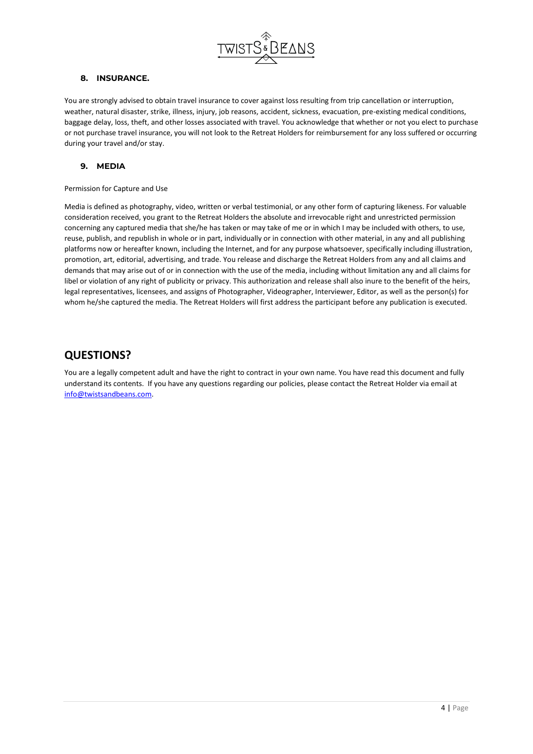### 8. INSURANCE.

You are strongly advised to obtain travel insurance to cover against loss resulting from trip cancellation or interruption, weather, natural disaster, strike, illness, injury, job reasons, accident, sickness, evacuation, pre-existing medical conditions, baggage delay, loss, theft, and other losses associated with travel. You acknowledge that whether or not you elect to purchase or not purchase travel insurance, you will not look to the Retreat Holders for reimbursement for any loss suffered or occurring during your travel and/or stay.

### 9. MEDIA

Permission for Capture and Use

Media is defined as photography, video, written or verbal testimonial, or any other form of capturing likeness. For valuable consideration received, you grant to the Retreat Holders the absolute and irrevocable right and unrestricted permission concerning any captured media that she/he has taken or may take of me or in which I may be included with others, to use, reuse, publish, and republish in whole or in part, individually or in connection with other material, in any and all publishing platforms now or hereafter known, including the Internet, and for any purpose whatsoever, specifically including illustration, promotion, art, editorial, advertising, and trade. You release and discharge the Retreat Holders from any and all claims and demands that may arise out of or in connection with the use of the media, including without limitation any and all claims for libel or violation of any right of publicity or privacy. This authorization and release shall also inure to the benefit of the heirs, legal representatives, licensees, and assigns of Photographer, Videographer, Interviewer, Editor, as well as the person(s) for whom he/she captured the media. The Retreat Holders will first address the participant before any publication is executed.

## QUESTIONS?

You are a legally competent adult and have the right to contract in your own name. You have read this document and fully understand its contents. If you have any questions regarding our policies, please contact the Retreat Holder via email at info@twistsandbeans.com.